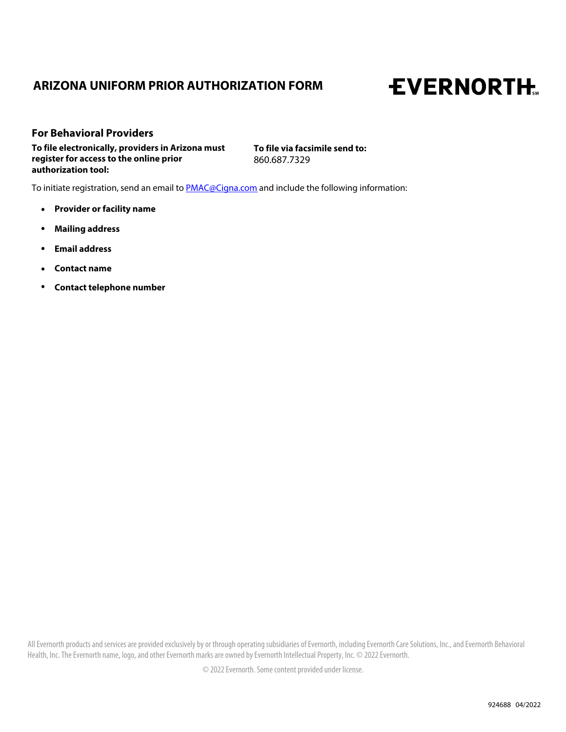# ARIZONA UNIFORM PRIOR AUTHORIZATION FORM

EVERNORTH

## For Behavioral Providers

**To file electronically, providers in Arizona must register for access to the online prior authorization tool:**

**To file via facsimile send to:**
860.687.7329

To initiate registration, send an email to PMAC@Cigna.com and include the following information:

- **Provider or facility name**
- **Mailing address**
- **Email address**
- **Contact name**
- **Contact telephone number**

All Evernorth products and services are provided exclusively by or through operating subsidiaries of Evernorth, including Evernorth Care Solutions, Inc., and Evernorth Behavioral Health, Inc. The Evernorth name, logo, and other Evernorth marks are owned by Evernorth Intellectual Property, Inc. © 2022 Evernorth.

© 2022 Evernorth. Some content provided under license.

924688 04/2022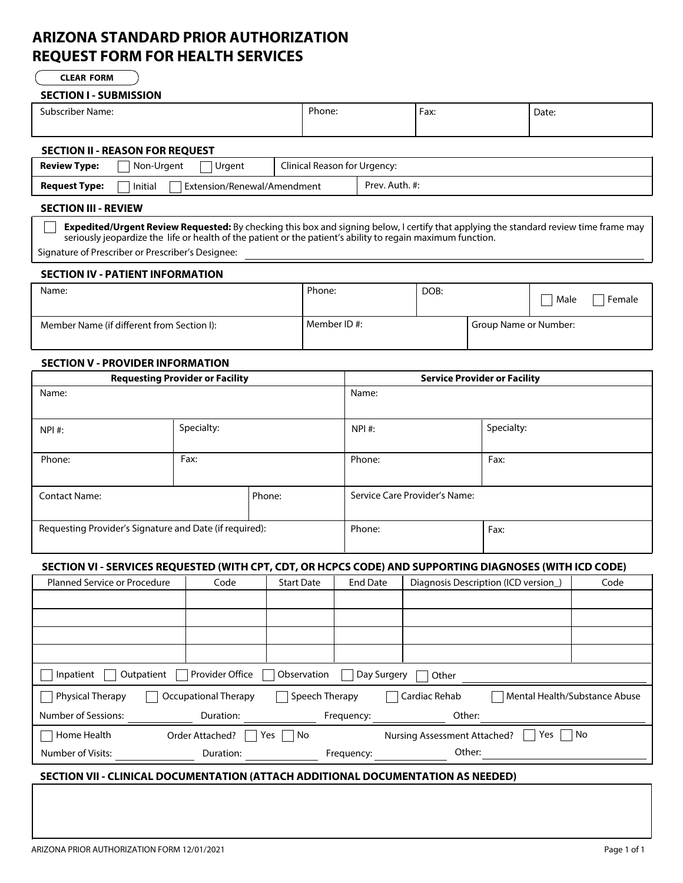# ARIZONA STANDARD PRIOR AUTHORIZATION REQUEST FORM FOR HEALTH SERVICES

CLEAR FORM

## SECTION I - SUBMISSION

| Subscriber Name: | Phone: | Fax: | Date: |
|---|---|---|---|
| | | | |

## SECTION II - REASON FOR REQUEST

| | | |
|---|---|---|
| **Review Type:** ☐ Non-Urgent ☐ Urgent | Clinical Reason for Urgency: | |
| **Request Type:** ☐ Initial ☐ Extension/Renewal/Amendment | | Prev. Auth. #: |

## SECTION III - REVIEW

☐ **Expedited/Urgent Review Requested:** By checking this box and signing below, I certify that applying the standard review time frame may seriously jeopardize the life or health of the patient or the patient's ability to regain maximum function.

Signature of Prescriber or Prescriber's Designee: ____________________

## SECTION IV - PATIENT INFORMATION

| Name: | Phone: | DOB: | ☐ Male ☐ Female |
|---|---|---|---|
| Member Name (if different from Section I): | Member ID #: | Group Name or Number: | |

## SECTION V - PROVIDER INFORMATION

| Requesting Provider or Facility | | | Service Provider or Facility | |
|---|---|---|---|---|
| Name: | | | Name: | |
| NPI #: | Specialty: | | NPI #: | Specialty: |
| Phone: | Fax: | | Phone: | Fax: |
| Contact Name: | | Phone: | Service Care Provider's Name: | |
| Requesting Provider's Signature and Date (if required): | | | Phone: | Fax: |

## SECTION VI - SERVICES REQUESTED (WITH CPT, CDT, OR HCPCS CODE) AND SUPPORTING DIAGNOSES (WITH ICD CODE)

| Planned Service or Procedure | Code | Start Date | End Date | Diagnosis Description (ICD version_) | Code |
|---|---|---|---|---|---|
| | | | | | |
| | | | | | |
| | | | | | |
| | | | | | |

☐ Inpatient ☐ Outpatient ☐ Provider Office ☐ Observation ☐ Day Surgery ☐ Other ____________

☐ Physical Therapy ☐ Occupational Therapy ☐ Speech Therapy ☐ Cardiac Rehab ☐ Mental Health/Substance Abuse

Number of Sessions: ________ Duration: ________ Frequency: ________ Other: ________

☐ Home Health Order Attached? ☐ Yes ☐ No Nursing Assessment Attached? ☐ Yes ☐ No

Number of Visits: ________ Duration: ________ Frequency: ________ Other: ________

## SECTION VII - CLINICAL DOCUMENTATION (ATTACH ADDITIONAL DOCUMENTATION AS NEEDED)

ARIZONA PRIOR AUTHORIZATION FORM 12/01/2021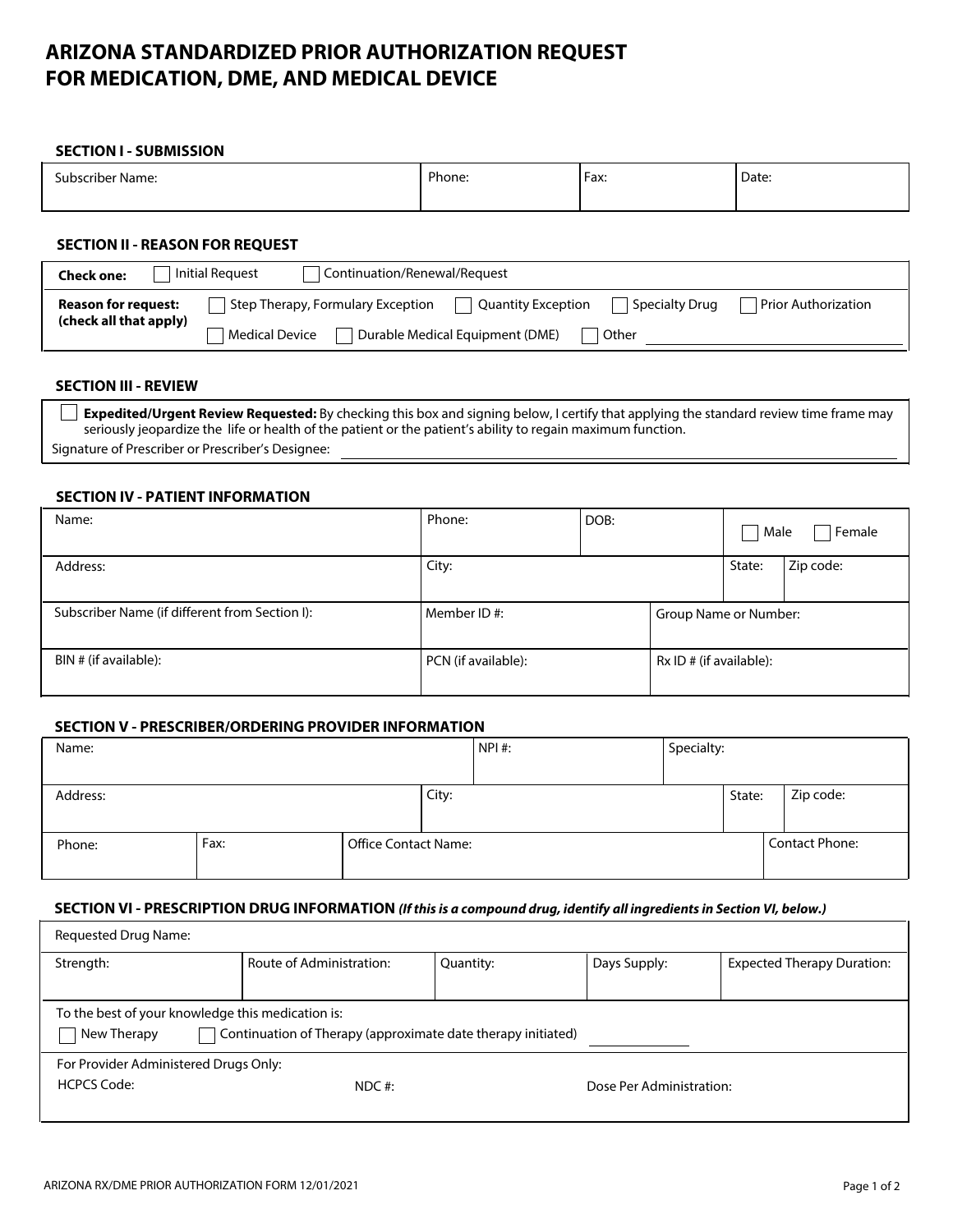# ARIZONA STANDARDIZED PRIOR AUTHORIZATION REQUEST FOR MEDICATION, DME, AND MEDICAL DEVICE

### SECTION I - SUBMISSION

| Subscriber Name: | Phone: | Fax: | Date: |
|---|---|---|---|

### SECTION II - REASON FOR REQUEST

**Check one:** ☐ Initial Request ☐ Continuation/Renewal/Request

**Reason for request: (check all that apply)** ☐ Step Therapy, Formulary Exception ☐ Quantity Exception ☐ Specialty Drug ☐ Prior Authorization ☐ Medical Device ☐ Durable Medical Equipment (DME) ☐ Other ____________

### SECTION III - REVIEW

☐ **Expedited/Urgent Review Requested:** By checking this box and signing below, I certify that applying the standard review time frame may seriously jeopardize the life or health of the patient or the patient's ability to regain maximum function.

Signature of Prescriber or Prescriber's Designee: ____________

### SECTION IV - PATIENT INFORMATION

| Name: | Phone: | DOB: | ☐ Male ☐ Female |
|---|---|---|---|
| Address: | City: | State: | Zip code: |
| Subscriber Name (if different from Section I): | Member ID #: | Group Name or Number: | |
| BIN # (if available): | PCN (if available): | Rx ID # (if available): | |

### SECTION V - PRESCRIBER/ORDERING PROVIDER INFORMATION

| Name: | NPI #: | Specialty: | |
|---|---|---|---|
| Address: | City: | State: | Zip code: |
| Phone: | Fax: | Office Contact Name: | Contact Phone: |

### SECTION VI - PRESCRIPTION DRUG INFORMATION *(If this is a compound drug, identify all ingredients in Section VI, below.)*

| Requested Drug Name: | | | | |
|---|---|---|---|---|
| Strength: | Route of Administration: | Quantity: | Days Supply: | Expected Therapy Duration: |

To the best of your knowledge this medication is:

☐ New Therapy ☐ Continuation of Therapy (approximate date therapy initiated) ____________

For Provider Administered Drugs Only:

HCPCS Code: NDC #: Dose Per Administration:

ARIZONA RX/DME PRIOR AUTHORIZATION FORM 12/01/2021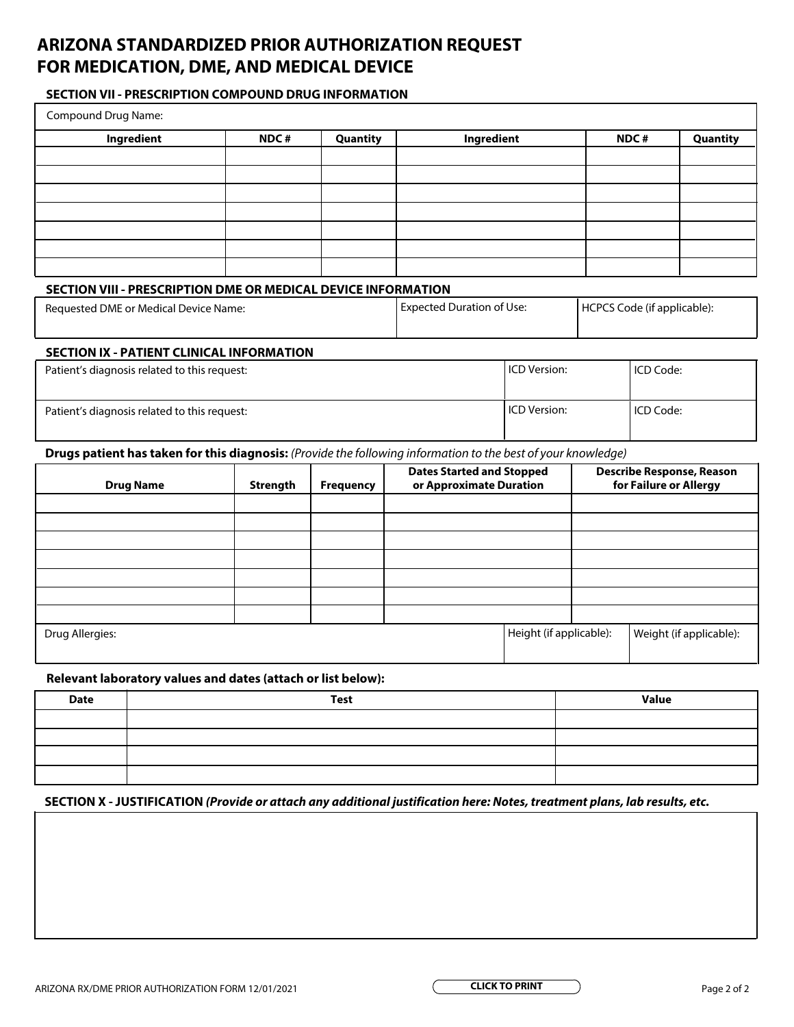# ARIZONA STANDARDIZED PRIOR AUTHORIZATION REQUEST FOR MEDICATION, DME, AND MEDICAL DEVICE

### SECTION VII - PRESCRIPTION COMPOUND DRUG INFORMATION

Compound Drug Name:

| Ingredient | NDC # | Quantity | Ingredient | NDC # | Quantity |
|---|---|---|---|---|---|
| | | | | | |
| | | | | | |
| | | | | | |
| | | | | | |
| | | | | | |
| | | | | | |
| | | | | | |

### SECTION VIII - PRESCRIPTION DME OR MEDICAL DEVICE INFORMATION

| Requested DME or Medical Device Name: | Expected Duration of Use: | HCPCS Code (if applicable): |
|---|---|---|
| | | |

### SECTION IX - PATIENT CLINICAL INFORMATION

| Patient's diagnosis related to this request: | ICD Version: | ICD Code: |
|---|---|---|
| Patient's diagnosis related to this request: | ICD Version: | ICD Code: |

**Drugs patient has taken for this diagnosis:** *(Provide the following information to the best of your knowledge)*

| Drug Name | Strength | Frequency | Dates Started and Stopped or Approximate Duration | Describe Response, Reason for Failure or Allergy |
|---|---|---|---|---|
| | | | | |
| | | | | |
| | | | | |
| | | | | |
| | | | | |
| | | | | |
| | | | | |

| Drug Allergies: | Height (if applicable): | Weight (if applicable): |
|---|---|---|
| | | |

**Relevant laboratory values and dates (attach or list below):**

| Date | Test | Value |
|---|---|---|
| | | |
| | | |
| | | |
| | | |

### SECTION X - JUSTIFICATION *(Provide or attach any additional justification here: Notes, treatment plans, lab results, etc.*

ARIZONA RX/DME PRIOR AUTHORIZATION FORM 12/01/2021

CLICK TO PRINT